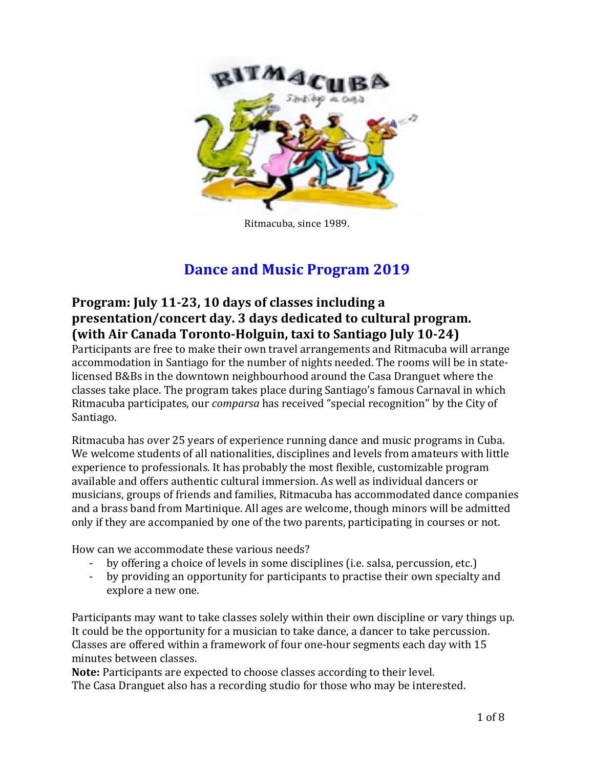Ritmacuba, since 1989.

# Dance and Music Program 2019

## Program: July 11-23, 10 days of classes including a presentation/concert day. 3 days dedicated to cultural program. (with Air Canada Toronto-Holguin, taxi to Santiago July 10-24)

Participants are free to make their own travel arrangements and Ritmacuba will arrange accommodation in Santiago for the number of nights needed. The rooms will be in state-licensed B&Bs in the downtown neighbourhood around the Casa Dranguet where the classes take place. The program takes place during Santiago's famous Carnaval in which Ritmacuba participates, our *comparsa* has received "special recognition" by the City of Santiago.

Ritmacuba has over 25 years of experience running dance and music programs in Cuba. We welcome students of all nationalities, disciplines and levels from amateurs with little experience to professionals. It has probably the most flexible, customizable program available and offers authentic cultural immersion. As well as individual dancers or musicians, groups of friends and families, Ritmacuba has accommodated dance companies and a brass band from Martinique. All ages are welcome, though minors will be admitted only if they are accompanied by one of the two parents, participating in courses or not.

How can we accommodate these various needs?

- by offering a choice of levels in some disciplines (i.e. salsa, percussion, etc.)
- by providing an opportunity for participants to practise their own specialty and explore a new one.

Participants may want to take classes solely within their own discipline or vary things up. It could be the opportunity for a musician to take dance, a dancer to take percussion. Classes are offered within a framework of four one-hour segments each day with 15 minutes between classes.

**Note:** Participants are expected to choose classes according to their level.
The Casa Dranguet also has a recording studio for those who may be interested.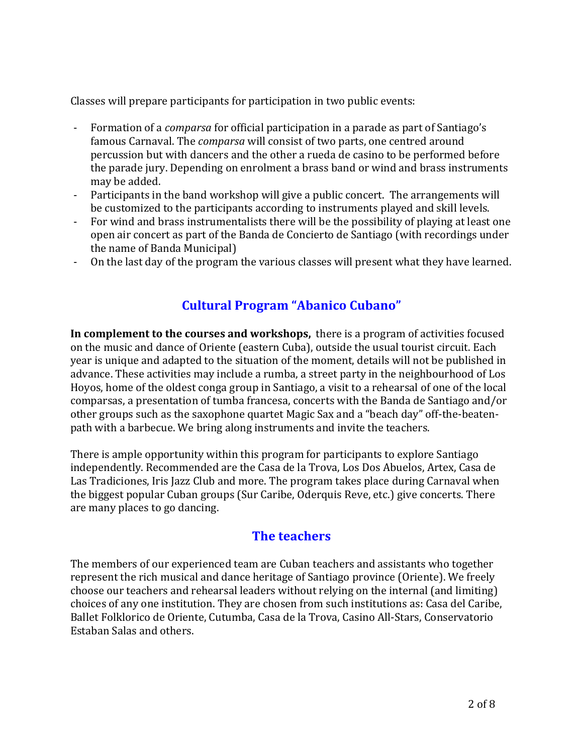Classes will prepare participants for participation in two public events:

- Formation of a *comparsa* for official participation in a parade as part of Santiago's famous Carnaval. The *comparsa* will consist of two parts, one centred around percussion but with dancers and the other a rueda de casino to be performed before the parade jury. Depending on enrolment a brass band or wind and brass instruments may be added.
- Participants in the band workshop will give a public concert. The arrangements will be customized to the participants according to instruments played and skill levels.
- For wind and brass instrumentalists there will be the possibility of playing at least one open air concert as part of the Banda de Concierto de Santiago (with recordings under the name of Banda Municipal)
- On the last day of the program the various classes will present what they have learned.

## Cultural Program "Abanico Cubano"

**In complement to the courses and workshops,** there is a program of activities focused on the music and dance of Oriente (eastern Cuba), outside the usual tourist circuit. Each year is unique and adapted to the situation of the moment, details will not be published in advance. These activities may include a rumba, a street party in the neighbourhood of Los Hoyos, home of the oldest conga group in Santiago, a visit to a rehearsal of one of the local comparsas, a presentation of tumba francesa, concerts with the Banda de Santiago and/or other groups such as the saxophone quartet Magic Sax and a "beach day" off-the-beaten-path with a barbecue. We bring along instruments and invite the teachers.

There is ample opportunity within this program for participants to explore Santiago independently. Recommended are the Casa de la Trova, Los Dos Abuelos, Artex, Casa de Las Tradiciones, Iris Jazz Club and more. The program takes place during Carnaval when the biggest popular Cuban groups (Sur Caribe, Oderquis Reve, etc.) give concerts. There are many places to go dancing.

## The teachers

The members of our experienced team are Cuban teachers and assistants who together represent the rich musical and dance heritage of Santiago province (Oriente). We freely choose our teachers and rehearsal leaders without relying on the internal (and limiting) choices of any one institution. They are chosen from such institutions as: Casa del Caribe, Ballet Folklorico de Oriente, Cutumba, Casa de la Trova, Casino All-Stars, Conservatorio Estaban Salas and others.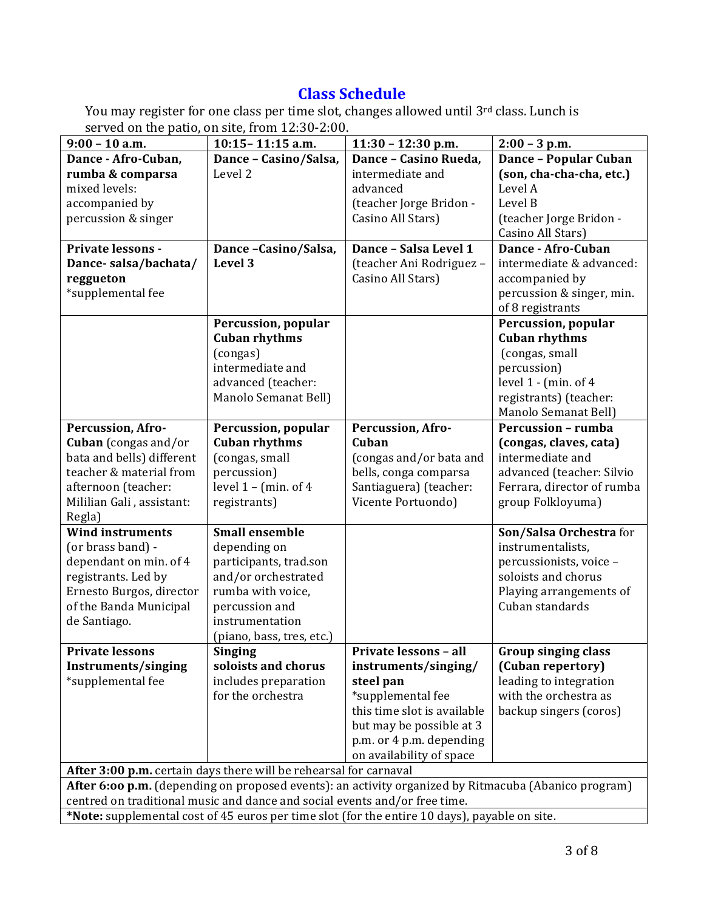## Class Schedule

You may register for one class per time slot, changes allowed until 3rd class. Lunch is served on the patio, on site, from 12:30-2:00.

| 9:00 – 10 a.m. | 10:15– 11:15 a.m. | 11:30 – 12:30 p.m. | 2:00 – 3 p.m. |
|---|---|---|---|
| **Dance - Afro-Cuban, rumba & comparsa** mixed levels: accompanied by percussion & singer | **Dance – Casino/Salsa,** Level 2 | **Dance – Casino Rueda,** intermediate and advanced (teacher Jorge Bridon - Casino All Stars) | **Dance – Popular Cuban (son, cha-cha-cha, etc.)** Level A Level B (teacher Jorge Bridon - Casino All Stars) |
| **Private lessons - Dance- salsa/bachata/ reggueton** *supplemental fee | **Dance –Casino/Salsa, Level 3** | **Dance – Salsa Level 1** (teacher Ani Rodriguez – Casino All Stars) | **Dance - Afro-Cuban** intermediate & advanced: accompanied by percussion & singer, min. of 8 registrants |
| | **Percussion, popular Cuban rhythms** (congas) intermediate and advanced (teacher: Manolo Semanat Bell) | | **Percussion, popular Cuban rhythms** (congas, small percussion) level 1 - (min. of 4 registrants) (teacher: Manolo Semanat Bell) |
| **Percussion, Afro-Cuban** (congas and/or bata and bells) different teacher & material from afternoon (teacher: Mililian Gali , assistant: Regla) | **Percussion, popular Cuban rhythms** (congas, small percussion) level 1 – (min. of 4 registrants) | **Percussion, Afro-Cuban** (congas and/or bata and bells, conga comparsa Santiaguera) (teacher: Vicente Portuondo) | **Percussion – rumba (congas, claves, cata)** intermediate and advanced (teacher: Silvio Ferrara, director of rumba group Folkloyuma) |
| **Wind instruments** (or brass band) - dependant on min. of 4 registrants. Led by Ernesto Burgos, director of the Banda Municipal de Santiago. | **Small ensemble** depending on participants, trad.son and/or orchestrated rumba with voice, percussion and instrumentation (piano, bass, tres, etc.) | | **Son/Salsa Orchestra** for instrumentalists, percussionists, voice – soloists and chorus Playing arrangements of Cuban standards |
| **Private lessons Instruments/singing** *supplemental fee | **Singing soloists and chorus** includes preparation for the orchestra | **Private lessons – all instruments/singing/ steel pan** *supplemental fee this time slot is available but may be possible at 3 p.m. or 4 p.m. depending on availability of space | **Group singing class (Cuban repertory)** leading to integration with the orchestra as backup singers (coros) |
| **After 3:00 p.m.** certain days there will be rehearsal for carnaval | | | |
| **After 6:oo p.m.** (depending on proposed events): an activity organized by Ritmacuba (Abanico program) centred on traditional music and dance and social events and/or free time. | | | |
| ***Note:** supplemental cost of 45 euros per time slot (for the entire 10 days), payable on site. | | | |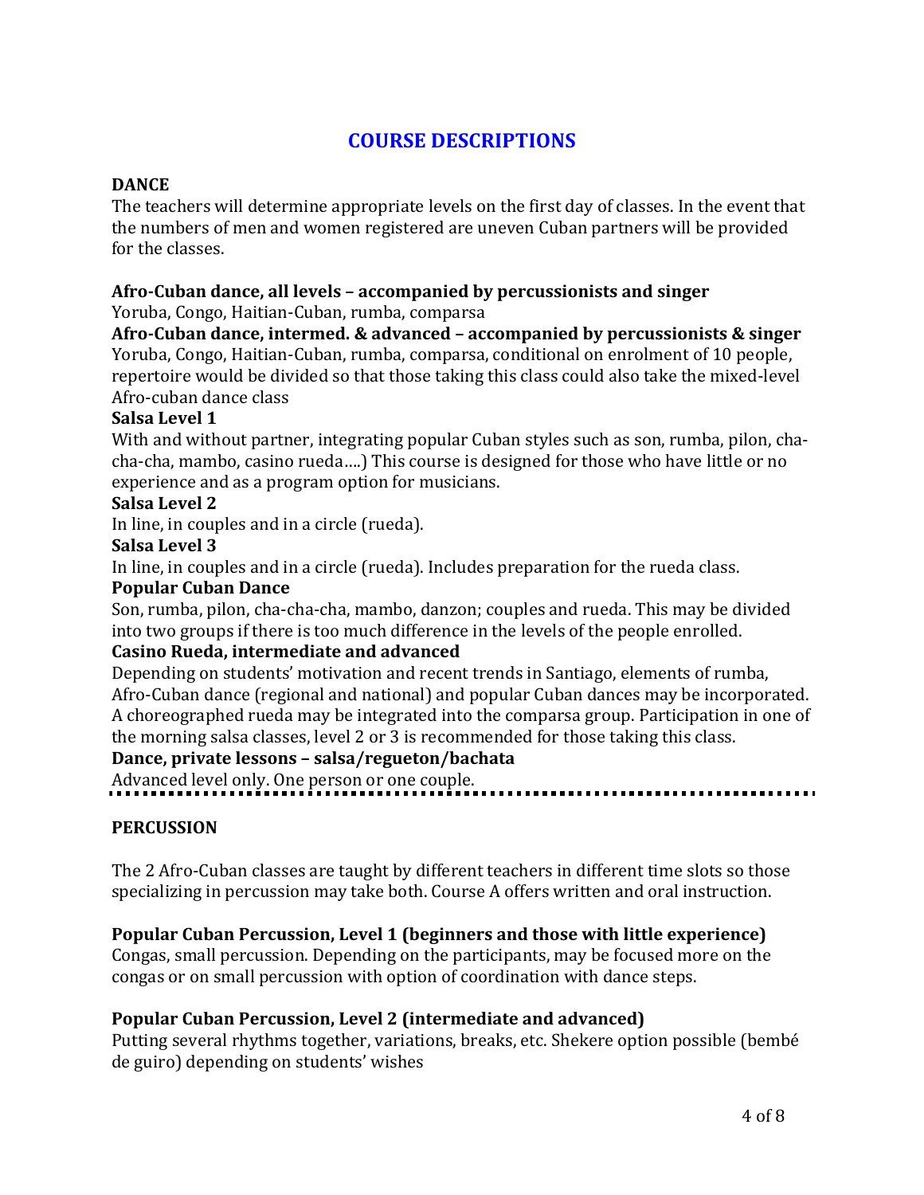# COURSE DESCRIPTIONS

## DANCE

The teachers will determine appropriate levels on the first day of classes. In the event that the numbers of men and women registered are uneven Cuban partners will be provided for the classes.

**Afro-Cuban dance, all levels – accompanied by percussionists and singer**
Yoruba, Congo, Haitian-Cuban, rumba, comparsa

**Afro-Cuban dance, intermed. & advanced – accompanied by percussionists & singer**
Yoruba, Congo, Haitian-Cuban, rumba, comparsa, conditional on enrolment of 10 people, repertoire would be divided so that those taking this class could also take the mixed-level Afro-cuban dance class

**Salsa Level 1**
With and without partner, integrating popular Cuban styles such as son, rumba, pilon, cha-cha-cha, mambo, casino rueda….) This course is designed for those who have little or no experience and as a program option for musicians.

**Salsa Level 2**
In line, in couples and in a circle (rueda).

**Salsa Level 3**
In line, in couples and in a circle (rueda). Includes preparation for the rueda class.

**Popular Cuban Dance**
Son, rumba, pilon, cha-cha-cha, mambo, danzon; couples and rueda. This may be divided into two groups if there is too much difference in the levels of the people enrolled.

**Casino Rueda, intermediate and advanced**
Depending on students' motivation and recent trends in Santiago, elements of rumba, Afro-Cuban dance (regional and national) and popular Cuban dances may be incorporated. A choreographed rueda may be integrated into the comparsa group. Participation in one of the morning salsa classes, level 2 or 3 is recommended for those taking this class.

**Dance, private lessons – salsa/regueton/bachata**
Advanced level only. One person or one couple.

---

## PERCUSSION

The 2 Afro-Cuban classes are taught by different teachers in different time slots so those specializing in percussion may take both. Course A offers written and oral instruction.

**Popular Cuban Percussion, Level 1 (beginners and those with little experience)**
Congas, small percussion. Depending on the participants, may be focused more on the congas or on small percussion with option of coordination with dance steps.

**Popular Cuban Percussion, Level 2 (intermediate and advanced)**
Putting several rhythms together, variations, breaks, etc. Shekere option possible (bembé de guiro) depending on students' wishes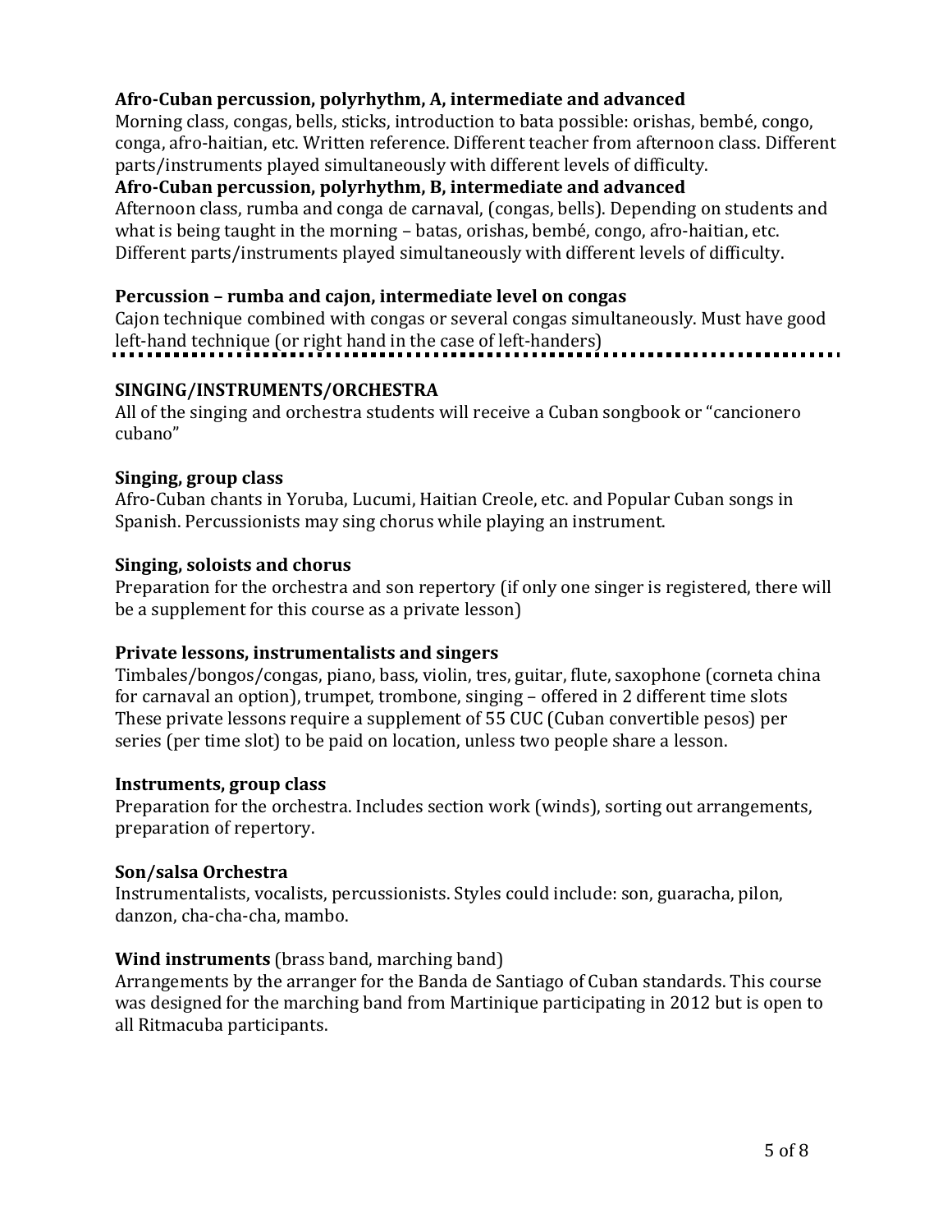**Afro-Cuban percussion, polyrhythm, A, intermediate and advanced**
Morning class, congas, bells, sticks, introduction to bata possible: orishas, bembé, congo, conga, afro-haitian, etc. Written reference. Different teacher from afternoon class. Different parts/instruments played simultaneously with different levels of difficulty.

**Afro-Cuban percussion, polyrhythm, B, intermediate and advanced**
Afternoon class, rumba and conga de carnaval, (congas, bells). Depending on students and what is being taught in the morning – batas, orishas, bembé, congo, afro-haitian, etc. Different parts/instruments played simultaneously with different levels of difficulty.

**Percussion – rumba and cajon, intermediate level on congas**
Cajon technique combined with congas or several congas simultaneously. Must have good left-hand technique (or right hand in the case of left-handers)

---

**SINGING/INSTRUMENTS/ORCHESTRA**
All of the singing and orchestra students will receive a Cuban songbook or "cancionero cubano"

**Singing, group class**
Afro-Cuban chants in Yoruba, Lucumi, Haitian Creole, etc. and Popular Cuban songs in Spanish. Percussionists may sing chorus while playing an instrument.

**Singing, soloists and chorus**
Preparation for the orchestra and son repertory (if only one singer is registered, there will be a supplement for this course as a private lesson)

**Private lessons, instrumentalists and singers**
Timbales/bongos/congas, piano, bass, violin, tres, guitar, flute, saxophone (corneta china for carnaval an option), trumpet, trombone, singing – offered in 2 different time slots These private lessons require a supplement of 55 CUC (Cuban convertible pesos) per series (per time slot) to be paid on location, unless two people share a lesson.

**Instruments, group class**
Preparation for the orchestra. Includes section work (winds), sorting out arrangements, preparation of repertory.

**Son/salsa Orchestra**
Instrumentalists, vocalists, percussionists. Styles could include: son, guaracha, pilon, danzon, cha-cha-cha, mambo.

**Wind instruments** (brass band, marching band)
Arrangements by the arranger for the Banda de Santiago of Cuban standards. This course was designed for the marching band from Martinique participating in 2012 but is open to all Ritmacuba participants.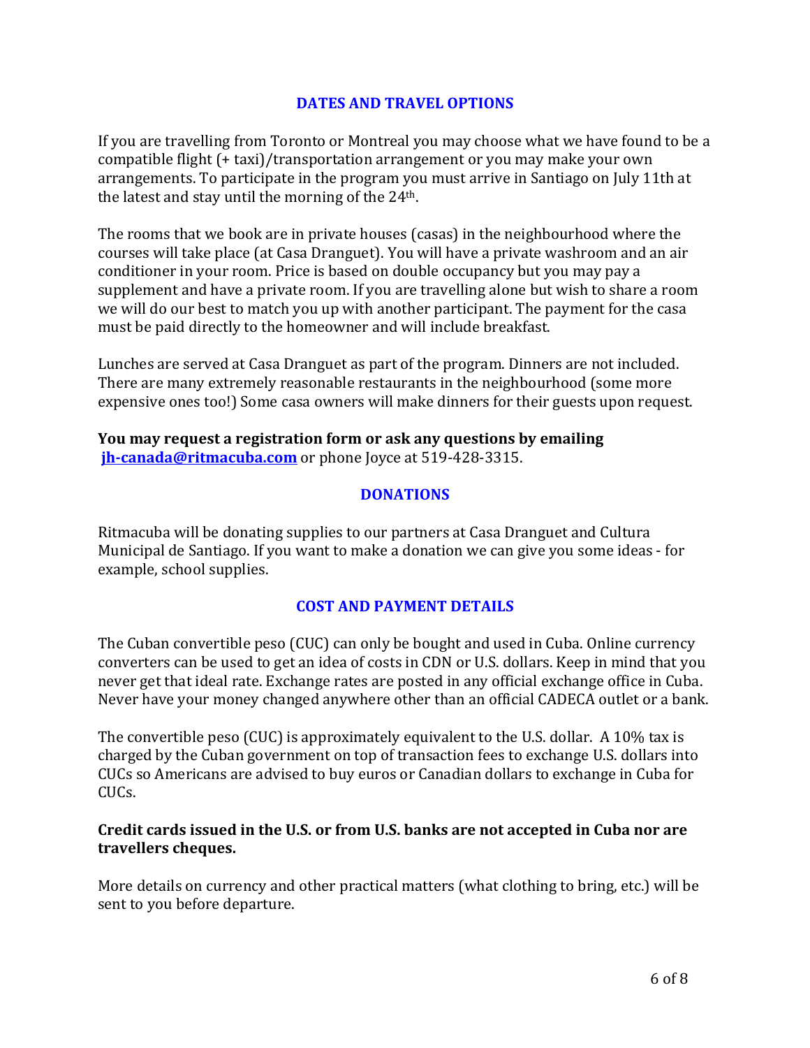## DATES AND TRAVEL OPTIONS

If you are travelling from Toronto or Montreal you may choose what we have found to be a compatible flight (+ taxi)/transportation arrangement or you may make your own arrangements. To participate in the program you must arrive in Santiago on July 11th at the latest and stay until the morning of the 24th.

The rooms that we book are in private houses (casas) in the neighbourhood where the courses will take place (at Casa Dranguet). You will have a private washroom and an air conditioner in your room. Price is based on double occupancy but you may pay a supplement and have a private room. If you are travelling alone but wish to share a room we will do our best to match you up with another participant. The payment for the casa must be paid directly to the homeowner and will include breakfast.

Lunches are served at Casa Dranguet as part of the program. Dinners are not included. There are many extremely reasonable restaurants in the neighbourhood (some more expensive ones too!) Some casa owners will make dinners for their guests upon request.

**You may request a registration form or ask any questions by emailing [jh-canada@ritmacuba.com](mailto:jh-canada@ritmacuba.com)** or phone Joyce at 519-428-3315.

## DONATIONS

Ritmacuba will be donating supplies to our partners at Casa Dranguet and Cultura Municipal de Santiago. If you want to make a donation we can give you some ideas - for example, school supplies.

## COST AND PAYMENT DETAILS

The Cuban convertible peso (CUC) can only be bought and used in Cuba. Online currency converters can be used to get an idea of costs in CDN or U.S. dollars. Keep in mind that you never get that ideal rate. Exchange rates are posted in any official exchange office in Cuba. Never have your money changed anywhere other than an official CADECA outlet or a bank.

The convertible peso (CUC) is approximately equivalent to the U.S. dollar. A 10% tax is charged by the Cuban government on top of transaction fees to exchange U.S. dollars into CUCs so Americans are advised to buy euros or Canadian dollars to exchange in Cuba for CUCs.

**Credit cards issued in the U.S. or from U.S. banks are not accepted in Cuba nor are travellers cheques.**

More details on currency and other practical matters (what clothing to bring, etc.) will be sent to you before departure.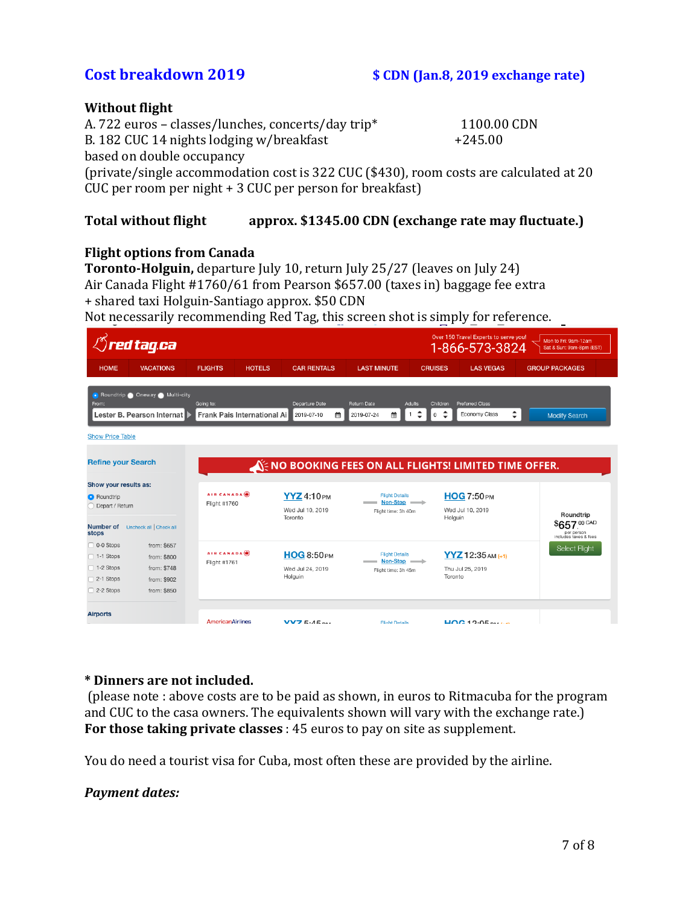## Cost breakdown 2019 — $ CDN (Jan.8, 2019 exchange rate)

**Without flight**

A. 722 euros – classes/lunches, concerts/day trip* 1100.00 CDN
B. 182 CUC 14 nights lodging w/breakfast +245.00
based on double occupancy
(private/single accommodation cost is 322 CUC ($430), room costs are calculated at 20 CUC per room per night + 3 CUC per person for breakfast)

**Total without flight approx. $1345.00 CDN (exchange rate may fluctuate.)**

**Flight options from Canada**

**Toronto-Holguin,** departure July 10, return July 25/27 (leaves on July 24)
Air Canada Flight #1760/61 from Pearson $657.00 (taxes in) baggage fee extra
+ shared taxi Holguin-Santiago approx. $50 CDN
Not necessarily recommending Red Tag, this screen shot is simply for reference.

redtag.ca — Over 150 Travel Experts to serve you! 1-866-573-3824 — Mon to Fri: 9am-12am, Sat & Sun: 9am-8pm (EST)

HOME | VACATIONS | FLIGHTS | HOTELS | CAR RENTALS | LAST MINUTE | CRUISES | LAS VEGAS | GROUP PACKAGES

Roundtrip / Oneway / Multi-city — From: Lester B. Pearson Internat — Going to: Frank Pais International Ai — Departure Date: 2019-07-10 — Return Date: 2019-07-24 — Adults: 1 — Children: 0 — Preferred Class: Economy Class — Modify Search

Show Price Table

NO BOOKING FEES ON ALL FLIGHTS! LIMITED TIME OFFER.

Refine your Search — Show your results as: Roundtrip / Depart / Return

| Number of stops | |
|---|---|
| 0-0 Stops | from: $657 |
| 1-1 Stops | from: $800 |
| 1-2 Stops | from: $748 |
| 2-1 Stops | from: $902 |
| 2-2 Stops | from: $850 |

Airports

| Airline | Departure | Flight | Arrival |
|---|---|---|---|
| Air Canada Flight #1760 | YYZ 4:10PM Wed Jul 10, 2019 Toronto | Flight Details Non-Stop Flight time: 3h 40m | HOG 7:50PM Wed Jul 10, 2019 Holguin |
| Air Canada Flight #1761 | HOG 8:50PM Wed Jul 24, 2019 Holguin | Flight Details Non-Stop Flight time: 3h 45m | YYZ 12:35AM (+1) Thu Jul 25, 2019 Toronto |

Roundtrip $657.00 CAD per person includes taxes & fees — Select Flight

**\* Dinners are not included.**

(please note : above costs are to be paid as shown, in euros to Ritmacuba for the program and CUC to the casa owners. The equivalents shown will vary with the exchange rate.)

**For those taking private classes** : 45 euros to pay on site as supplement.

You do need a tourist visa for Cuba, most often these are provided by the airline.

***Payment dates:***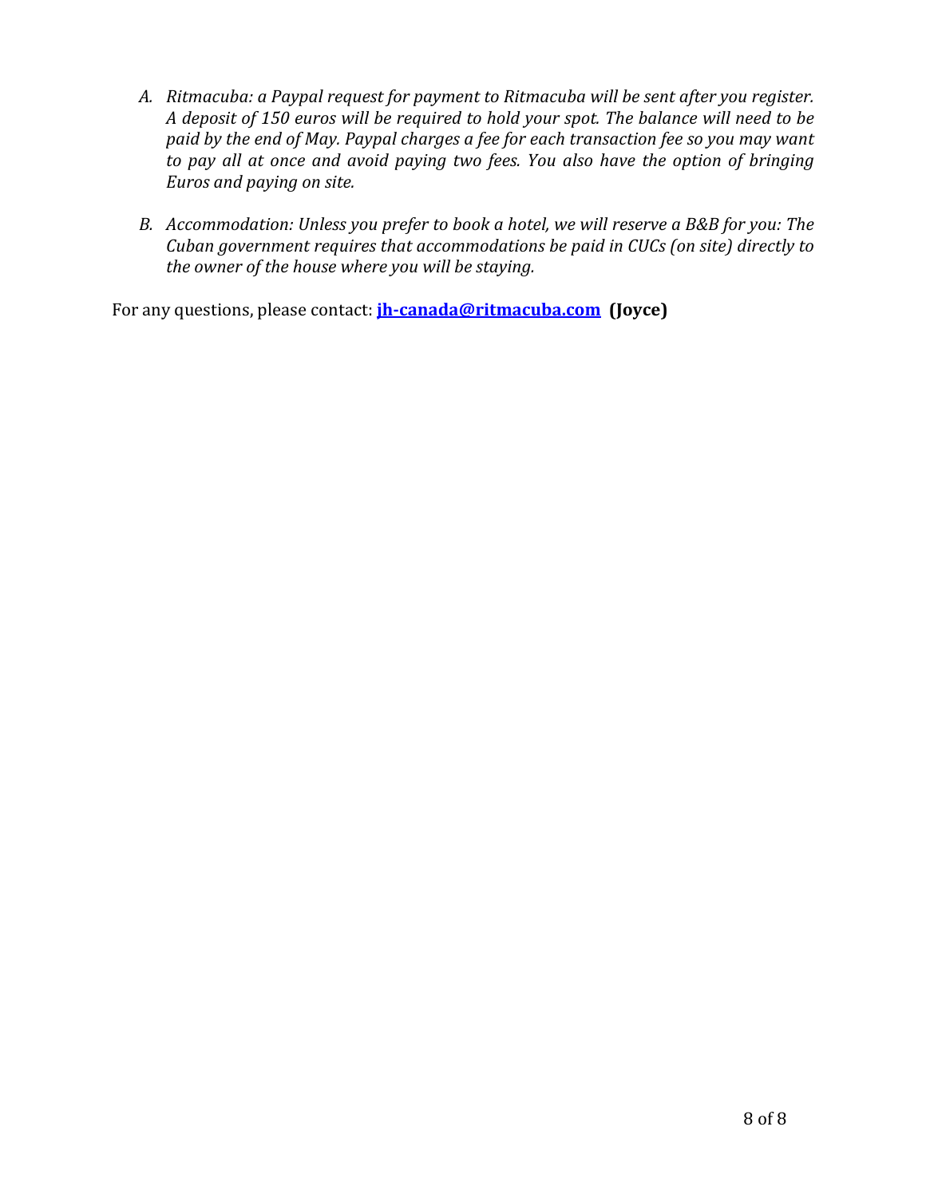A. *Ritmacuba: a Paypal request for payment to Ritmacuba will be sent after you register. A deposit of 150 euros will be required to hold your spot. The balance will need to be paid by the end of May. Paypal charges a fee for each transaction fee so you may want to pay all at once and avoid paying two fees. You also have the option of bringing Euros and paying on site.*

B. *Accommodation: Unless you prefer to book a hotel, we will reserve a B&B for you: The Cuban government requires that accommodations be paid in CUCs (on site) directly to the owner of the house where you will be staying.*

For any questions, please contact: **jh-canada@ritmacuba.com** **(Joyce)**